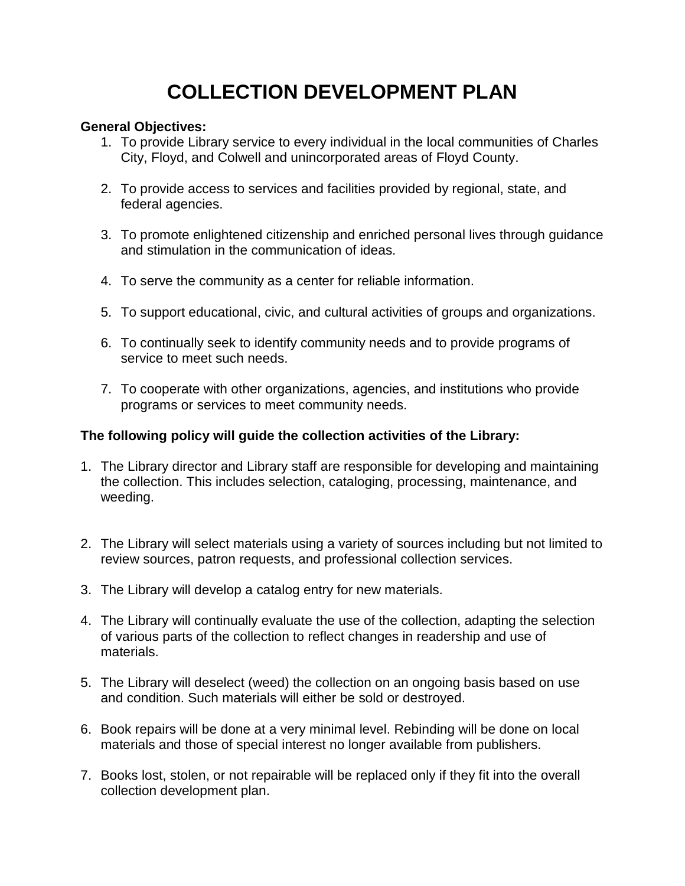# COLLECTION DEVELOPMENT PLAN

**General Objectives:**

1. To provide Library service to every individual in the local communities of Charles City, Floyd, and Colwell and unincorporated areas of Floyd County.

2. To provide access to services and facilities provided by regional, state, and federal agencies.

3. To promote enlightened citizenship and enriched personal lives through guidance and stimulation in the communication of ideas.

4. To serve the community as a center for reliable information.

5. To support educational, civic, and cultural activities of groups and organizations.

6. To continually seek to identify community needs and to provide programs of service to meet such needs.

7. To cooperate with other organizations, agencies, and institutions who provide programs or services to meet community needs.

**The following policy will guide the collection activities of the Library:**

1. The Library director and Library staff are responsible for developing and maintaining the collection. This includes selection, cataloging, processing, maintenance, and weeding.

2. The Library will select materials using a variety of sources including but not limited to review sources, patron requests, and professional collection services.

3. The Library will develop a catalog entry for new materials.

4. The Library will continually evaluate the use of the collection, adapting the selection of various parts of the collection to reflect changes in readership and use of materials.

5. The Library will deselect (weed) the collection on an ongoing basis based on use and condition. Such materials will either be sold or destroyed.

6. Book repairs will be done at a very minimal level. Rebinding will be done on local materials and those of special interest no longer available from publishers.

7. Books lost, stolen, or not repairable will be replaced only if they fit into the overall collection development plan.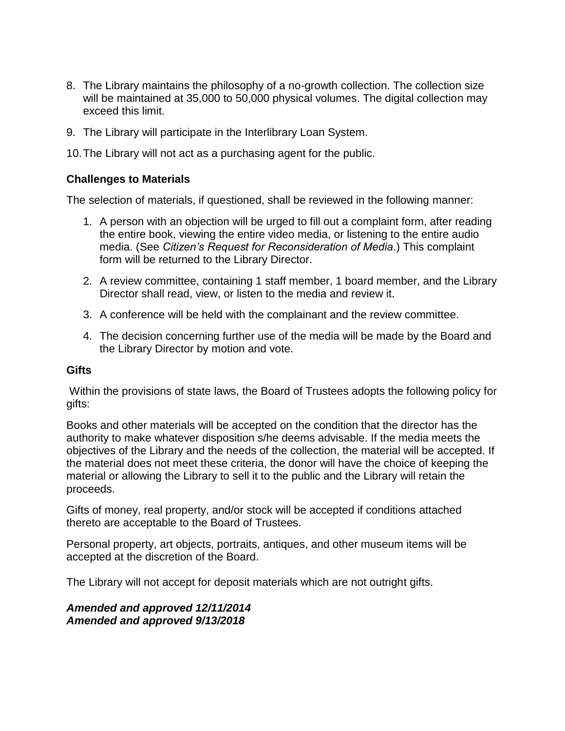8. The Library maintains the philosophy of a no-growth collection. The collection size will be maintained at 35,000 to 50,000 physical volumes. The digital collection may exceed this limit.

9. The Library will participate in the Interlibrary Loan System.

10. The Library will not act as a purchasing agent for the public.

### Challenges to Materials

The selection of materials, if questioned, shall be reviewed in the following manner:

1. A person with an objection will be urged to fill out a complaint form, after reading the entire book, viewing the entire video media, or listening to the entire audio media. (See *Citizen's Request for Reconsideration of Media*.) This complaint form will be returned to the Library Director.

2. A review committee, containing 1 staff member, 1 board member, and the Library Director shall read, view, or listen to the media and review it.

3. A conference will be held with the complainant and the review committee.

4. The decision concerning further use of the media will be made by the Board and the Library Director by motion and vote.

### Gifts

Within the provisions of state laws, the Board of Trustees adopts the following policy for gifts:

Books and other materials will be accepted on the condition that the director has the authority to make whatever disposition s/he deems advisable. If the media meets the objectives of the Library and the needs of the collection, the material will be accepted. If the material does not meet these criteria, the donor will have the choice of keeping the material or allowing the Library to sell it to the public and the Library will retain the proceeds.

Gifts of money, real property, and/or stock will be accepted if conditions attached thereto are acceptable to the Board of Trustees.

Personal property, art objects, portraits, antiques, and other museum items will be accepted at the discretion of the Board.

The Library will not accept for deposit materials which are not outright gifts.

***Amended and approved 12/11/2014***
***Amended and approved 9/13/2018***